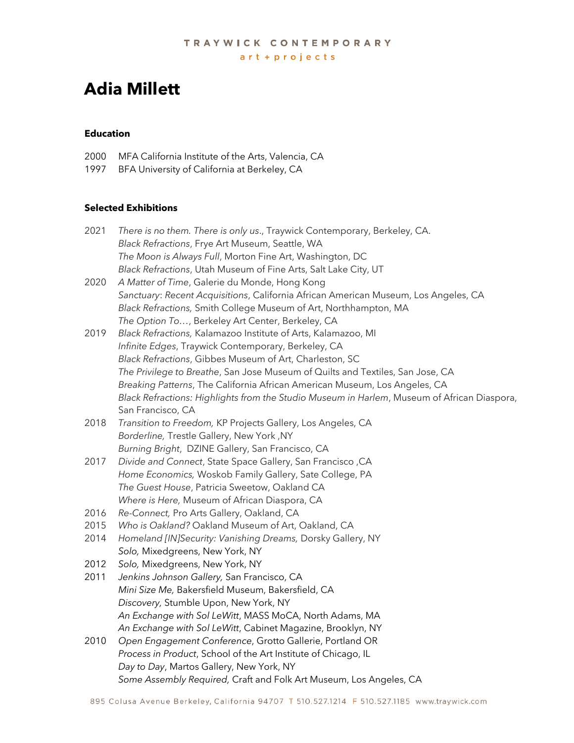TRAYWICK CONTEMPORARY
art + projects

# Adia Millett

### Education

2000 MFA California Institute of the Arts, Valencia, CA
1997 BFA University of California at Berkeley, CA

### Selected Exhibitions

2021 *There is no them. There is only us*., Traywick Contemporary, Berkeley, CA.
*Black Refractions*, Frye Art Museum, Seattle, WA
*The Moon is Always Full*, Morton Fine Art, Washington, DC
*Black Refractions*, Utah Museum of Fine Arts, Salt Lake City, UT

2020 *A Matter of Time*, Galerie du Monde, Hong Kong
*Sanctuary*: *Recent Acquisitions*, California African American Museum, Los Angeles, CA
*Black Refractions,* Smith College Museum of Art, Northhampton, MA
*The Option To…*, Berkeley Art Center, Berkeley, CA

2019 *Black Refractions,* Kalamazoo Institute of Arts, Kalamazoo, MI
*Infinite Edges*, Traywick Contemporary, Berkeley, CA
*Black Refractions*, Gibbes Museum of Art, Charleston, SC
*The Privilege to Breathe*, San Jose Museum of Quilts and Textiles, San Jose, CA
*Breaking Patterns*, The California African American Museum, Los Angeles, CA
*Black Refractions: Highlights from the Studio Museum in Harlem*, Museum of African Diaspora, San Francisco, CA

2018 *Transition to Freedom,* KP Projects Gallery, Los Angeles, CA
*Borderline,* Trestle Gallery, New York ,NY
*Burning Bright*, DZINE Gallery, San Francisco, CA

2017 *Divide and Connect*, State Space Gallery, San Francisco ,CA
*Home Economics,* Woskob Family Gallery, Sate College, PA
*The Guest House*, Patricia Sweetow, Oakland CA
*Where is Here,* Museum of African Diaspora, CA

2016 *Re-Connect,* Pro Arts Gallery, Oakland, CA

2015 *Who is Oakland?* Oakland Museum of Art, Oakland, CA

2014 *Homeland [IN]Security: Vanishing Dreams,* Dorsky Gallery, NY
*Solo,* Mixedgreens, New York, NY

2012 *Solo,* Mixedgreens, New York, NY

2011 *Jenkins Johnson Gallery,* San Francisco, CA
*Mini Size Me,* Bakersfield Museum, Bakersfield, CA
*Discovery,* Stumble Upon, New York, NY
*An Exchange with Sol LeWitt*, MASS MoCA, North Adams, MA
*An Exchange with Sol LeWitt*, Cabinet Magazine, Brooklyn, NY

2010 *Open Engagement Conference*, Grotto Gallerie, Portland OR
*Process in Product*, School of the Art Institute of Chicago, IL
*Day to Day*, Martos Gallery, New York, NY
*Some Assembly Required,* Craft and Folk Art Museum, Los Angeles, CA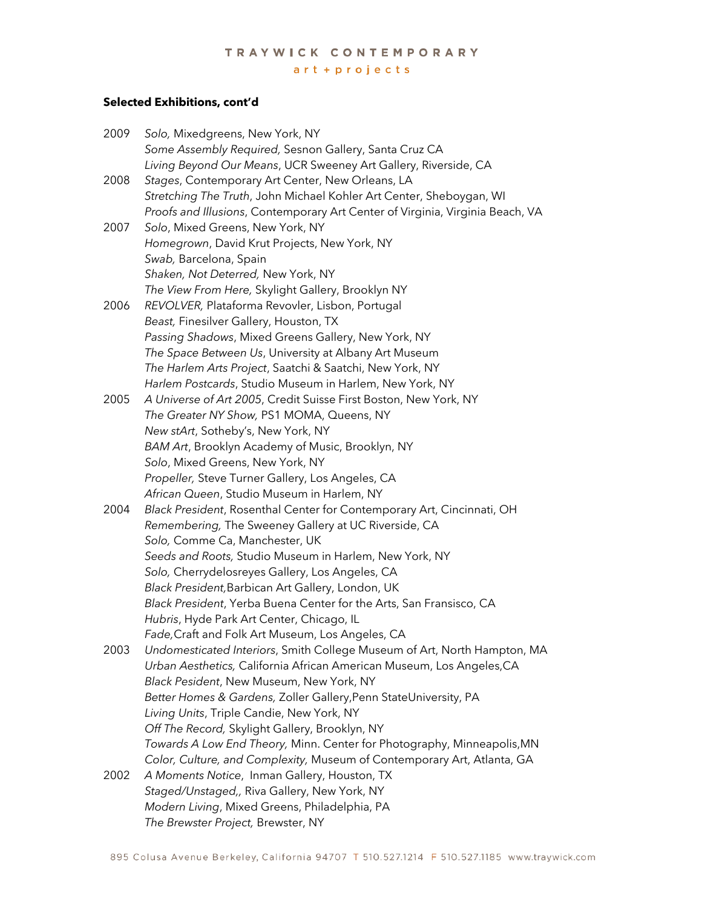## Selected Exhibitions, cont'd

2009 *Solo,* Mixedgreens, New York, NY
*Some Assembly Required,* Sesnon Gallery, Santa Cruz CA
*Living Beyond Our Means*, UCR Sweeney Art Gallery, Riverside, CA

2008 *Stages*, Contemporary Art Center, New Orleans, LA
*Stretching The Truth*, John Michael Kohler Art Center, Sheboygan, WI
*Proofs and Illusions*, Contemporary Art Center of Virginia, Virginia Beach, VA

2007 *Solo*, Mixed Greens, New York, NY
*Homegrown*, David Krut Projects, New York, NY
*Swab,* Barcelona, Spain
*Shaken, Not Deterred,* New York, NY
*The View From Here,* Skylight Gallery, Brooklyn NY

2006 *REVOLVER,* Plataforma Revovler, Lisbon, Portugal
*Beast,* Finesilver Gallery, Houston, TX
*Passing Shadows*, Mixed Greens Gallery, New York, NY
*The Space Between Us*, University at Albany Art Museum
*The Harlem Arts Project*, Saatchi & Saatchi, New York, NY
*Harlem Postcards*, Studio Museum in Harlem, New York, NY

2005 *A Universe of Art 2005*, Credit Suisse First Boston, New York, NY
*The Greater NY Show,* PS1 MOMA, Queens, NY
*New stArt*, Sotheby's, New York, NY
*BAM Art*, Brooklyn Academy of Music, Brooklyn, NY
*Solo*, Mixed Greens, New York, NY
*Propeller,* Steve Turner Gallery, Los Angeles, CA
*African Queen*, Studio Museum in Harlem, NY

2004 *Black President*, Rosenthal Center for Contemporary Art, Cincinnati, OH
*Remembering,* The Sweeney Gallery at UC Riverside, CA
*Solo,* Comme Ca, Manchester, UK
*Seeds and Roots,* Studio Museum in Harlem, New York, NY
*Solo,* Cherrydelosreyes Gallery, Los Angeles, CA
*Black President,*Barbican Art Gallery, London, UK
*Black President*, Yerba Buena Center for the Arts, San Fransisco, CA
*Hubris*, Hyde Park Art Center, Chicago, IL
*Fade,*Craft and Folk Art Museum, Los Angeles, CA

2003 *Undomesticated Interiors*, Smith College Museum of Art, North Hampton, MA
*Urban Aesthetics,* California African American Museum, Los Angeles,CA
*Black Pesident*, New Museum, New York, NY
*Better Homes & Gardens,* Zoller Gallery,Penn StateUniversity, PA
*Living Units*, Triple Candie, New York, NY
*Off The Record,* Skylight Gallery, Brooklyn, NY
*Towards A Low End Theory,* Minn. Center for Photography, Minneapolis,MN
*Color, Culture, and Complexity,* Museum of Contemporary Art, Atlanta, GA

2002 *A Moments Notice*, Inman Gallery, Houston, TX
*Staged/Unstaged,,* Riva Gallery, New York, NY
*Modern Living*, Mixed Greens, Philadelphia, PA
*The Brewster Project,* Brewster, NY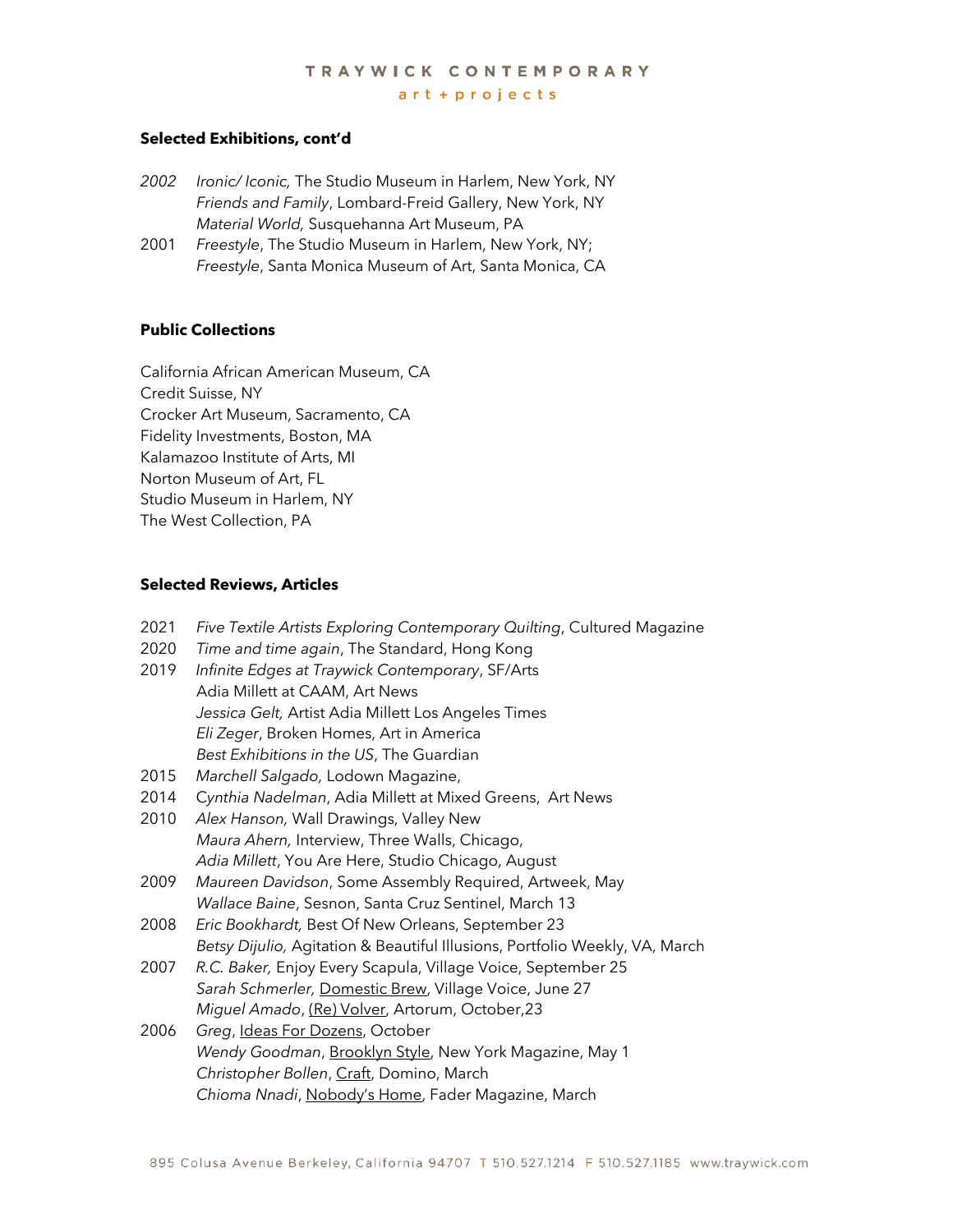### Selected Exhibitions, cont'd

*2002* *Ironic/ Iconic,* The Studio Museum in Harlem, New York, NY
*Friends and Family*, Lombard-Freid Gallery, New York, NY
*Material World,* Susquehanna Art Museum, PA

2001 *Freestyle*, The Studio Museum in Harlem, New York, NY;
*Freestyle*, Santa Monica Museum of Art, Santa Monica, CA

### Public Collections

California African American Museum, CA
Credit Suisse, NY
Crocker Art Museum, Sacramento, CA
Fidelity Investments, Boston, MA
Kalamazoo Institute of Arts, MI
Norton Museum of Art, FL
Studio Museum in Harlem, NY
The West Collection, PA

### Selected Reviews, Articles

2021 *Five Textile Artists Exploring Contemporary Quilting*, Cultured Magazine

2020 *Time and time again*, The Standard, Hong Kong

2019 *Infinite Edges at Traywick Contemporary*, SF/Arts
Adia Millett at CAAM, Art News
*Jessica Gelt,* Artist Adia Millett Los Angeles Times
*Eli Zeger*, Broken Homes, Art in America
*Best Exhibitions in the US*, The Guardian

2015 *Marchell Salgado,* Lodown Magazine,

2014 *Cynthia Nadelman*, Adia Millett at Mixed Greens, Art News

2010 *Alex Hanson,* Wall Drawings, Valley New
*Maura Ahern,* Interview, Three Walls, Chicago,
*Adia Millett*, You Are Here, Studio Chicago, August

2009 *Maureen Davidson*, Some Assembly Required, Artweek, May
*Wallace Baine*, Sesnon, Santa Cruz Sentinel, March 13

2008 *Eric Bookhardt,* Best Of New Orleans, September 23
*Betsy Dijulio,* Agitation & Beautiful Illusions, Portfolio Weekly, VA, March

2007 *R.C. Baker,* Enjoy Every Scapula, Village Voice, September 25
*Sarah Schmerler,* Domestic Brew, Village Voice, June 27
*Miguel Amado*, (Re) Volver, Artorum, October,23

2006 *Greg*, Ideas For Dozens, October
*Wendy Goodman*, Brooklyn Style, New York Magazine, May 1
*Christopher Bollen*, Craft, Domino, March
*Chioma Nnadi*, Nobody's Home, Fader Magazine, March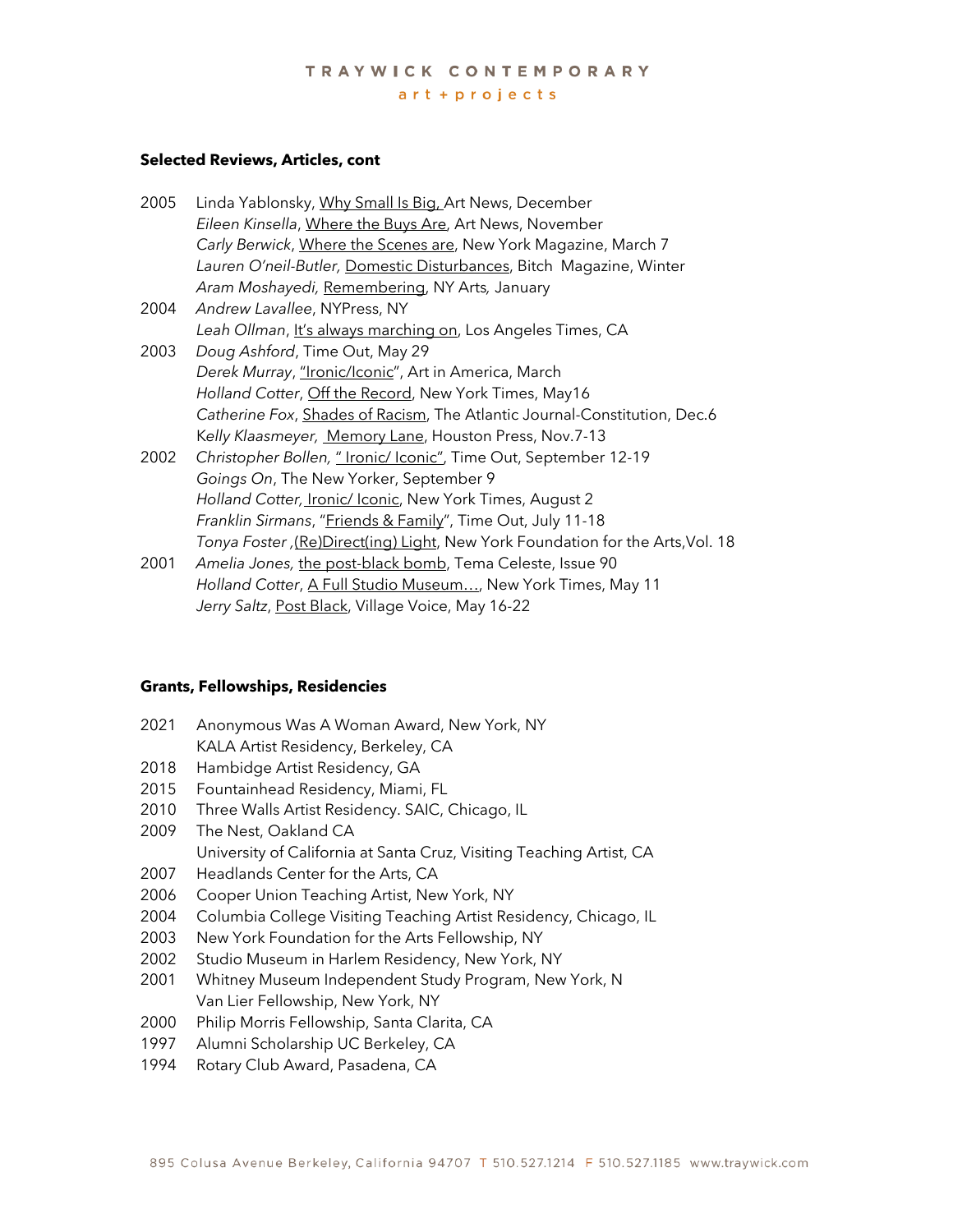## Selected Reviews, Articles, cont

2005 Linda Yablonsky, Why Small Is Big, Art News, December
*Eileen Kinsella*, Where the Buys Are, Art News, November
*Carly Berwick*, Where the Scenes are, New York Magazine, March 7
*Lauren O'neil-Butler,* Domestic Disturbances, Bitch Magazine, Winter
*Aram Moshayedi,* Remembering, NY Arts*,* January

2004 *Andrew Lavallee*, NYPress, NY
*Leah Ollman*, It's always marching on, Los Angeles Times, CA

2003 *Doug Ashford*, Time Out, May 29
*Derek Murray*, "Ironic/Iconic", Art in America, March
*Holland Cotter*, Off the Record, New York Times, May16
*Catherine Fox*, Shades of Racism, The Atlantic Journal-Constitution, Dec.6
Kelly Klaasmeyer*,* Memory Lane, Houston Press, Nov.7-13

2002 *Christopher Bollen,* " Ironic/ Iconic", Time Out, September 12-19
*Goings On*, The New Yorker, September 9
*Holland Cotter,* Ironic/ Iconic, New York Times, August 2
*Franklin Sirmans*, "Friends & Family", Time Out, July 11-18
*Tonya Foster* ,(Re)Direct(ing) Light, New York Foundation for the Arts,Vol. 18

2001 *Amelia Jones,* the post-black bomb, Tema Celeste, Issue 90
*Holland Cotter*, A Full Studio Museum…, New York Times, May 11
*Jerry Saltz*, Post Black, Village Voice, May 16-22

## Grants, Fellowships, Residencies

2021 Anonymous Was A Woman Award, New York, NY
KALA Artist Residency, Berkeley, CA

2018 Hambidge Artist Residency, GA

2015 Fountainhead Residency, Miami, FL

2010 Three Walls Artist Residency. SAIC, Chicago, IL

2009 The Nest, Oakland CA
University of California at Santa Cruz, Visiting Teaching Artist, CA

2007 Headlands Center for the Arts, CA

2006 Cooper Union Teaching Artist, New York, NY

2004 Columbia College Visiting Teaching Artist Residency, Chicago, IL

2003 New York Foundation for the Arts Fellowship, NY

2002 Studio Museum in Harlem Residency, New York, NY

2001 Whitney Museum Independent Study Program, New York, N
Van Lier Fellowship, New York, NY

2000 Philip Morris Fellowship, Santa Clarita, CA

1997 Alumni Scholarship UC Berkeley, CA

1994 Rotary Club Award, Pasadena, CA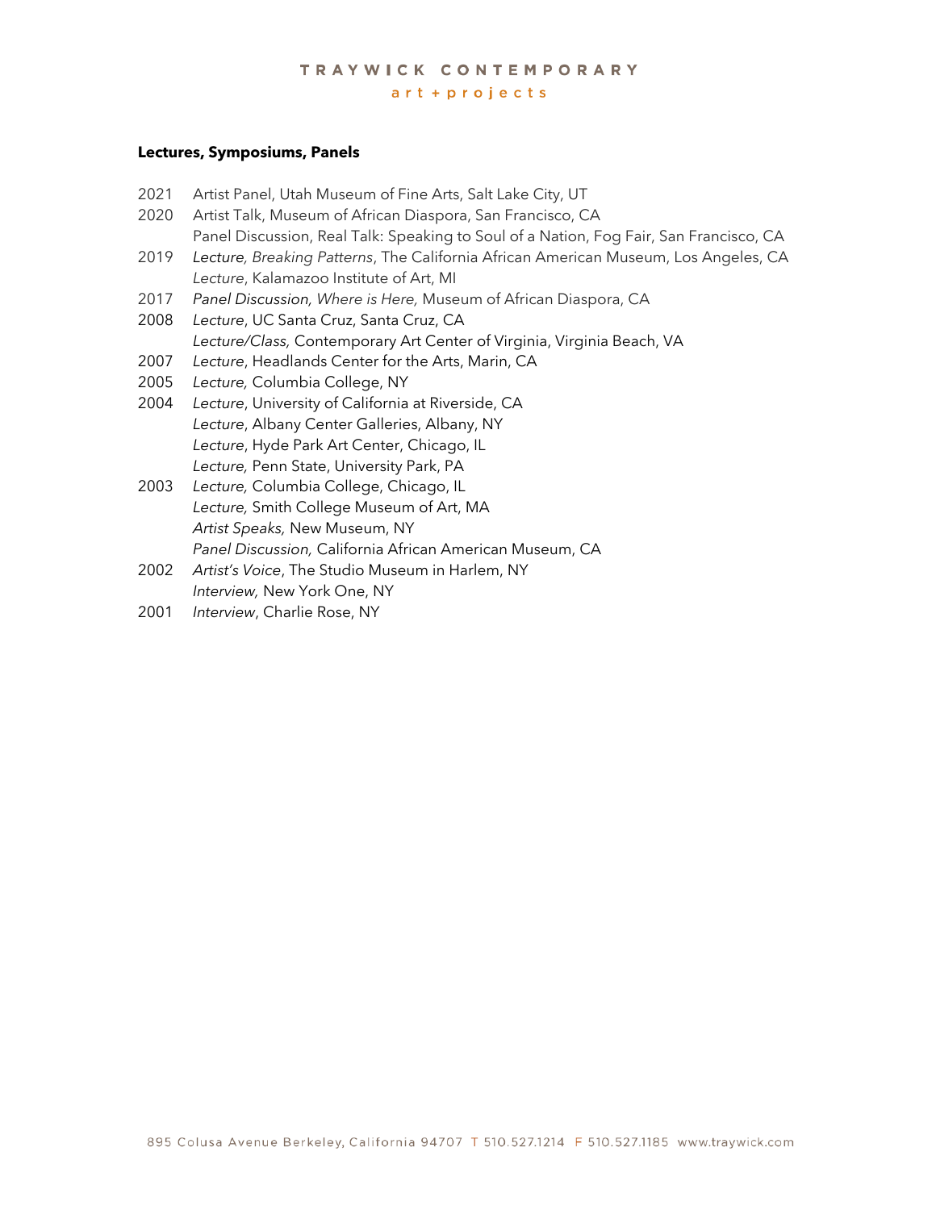**Lectures, Symposiums, Panels**

| | |
|---|---|
| 2021 | Artist Panel, Utah Museum of Fine Arts, Salt Lake City, UT |
| 2020 | Artist Talk, Museum of African Diaspora, San Francisco, CA |
| | Panel Discussion, Real Talk: Speaking to Soul of a Nation, Fog Fair, San Francisco, CA |
| 2019 | *Lecture, Breaking Patterns*, The California African American Museum, Los Angeles, CA |
| | *Lecture*, Kalamazoo Institute of Art, MI |
| 2017 | *Panel Discussion, Where is Here,* Museum of African Diaspora, CA |
| 2008 | *Lecture*, UC Santa Cruz, Santa Cruz, CA |
| | *Lecture/Class,* Contemporary Art Center of Virginia, Virginia Beach, VA |
| 2007 | *Lecture*, Headlands Center for the Arts, Marin, CA |
| 2005 | *Lecture,* Columbia College, NY |
| 2004 | *Lecture*, University of California at Riverside, CA |
| | *Lecture*, Albany Center Galleries, Albany, NY |
| | *Lecture*, Hyde Park Art Center, Chicago, IL |
| | *Lecture,* Penn State, University Park, PA |
| 2003 | *Lecture,* Columbia College, Chicago, IL |
| | *Lecture,* Smith College Museum of Art, MA |
| | *Artist Speaks,* New Museum, NY |
| | *Panel Discussion,* California African American Museum, CA |
| 2002 | *Artist's Voice*, The Studio Museum in Harlem, NY |
| | *Interview,* New York One, NY |
| 2001 | *Interview*, Charlie Rose, NY |